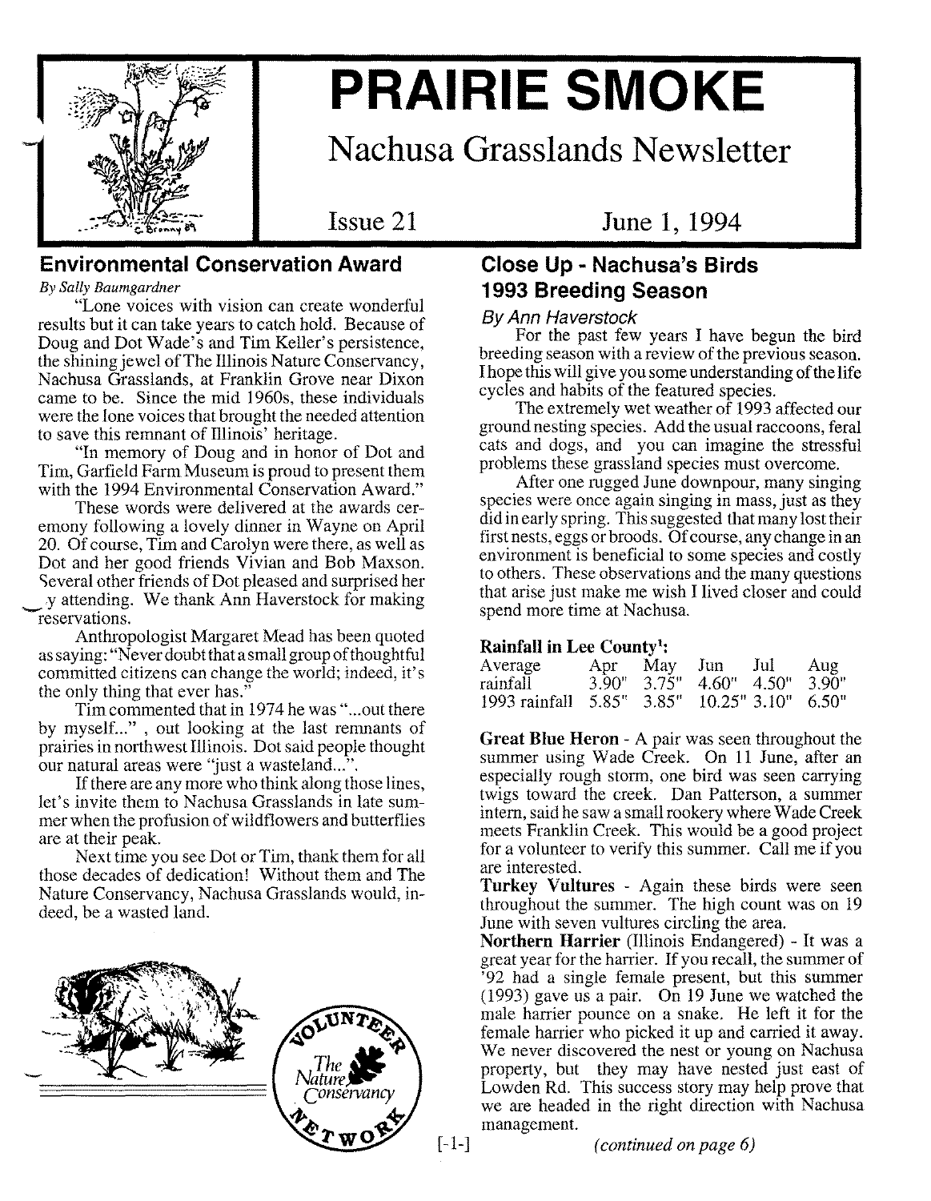# PRAIRIE SMOKE

## Nachusa Grasslands Newsletter

Issue 21 June 1, 1994

## Environmental Conservation Award

*By Sally Baumgardner*

"Lone voices with vision can create wonderful results but it can take years to catch hold. Because of Doug and Dot Wade's and Tim Keller's persistence, the shining jewel of The Illinois Nature Conservancy, Nachusa Grasslands, at Franklin Grove near Dixon came to be. Since the mid 1960s, these individuals were the lone voices that brought the needed attention to save this remnant of Illinois' heritage.

"In memory of Doug and in honor of Dot and Tim, Garfield Farm Museum is proud to present them with the 1994 Environmental Conservation Award."

These words were delivered at the awards ceremony following a lovely dinner in Wayne on April 20. Of course, Tim and Carolyn were there, as well as Dot and her good friends Vivian and Bob Maxson. Several other friends of Dot pleased and surprised her by attending. We thank Ann Haverstock for making reservations.

Anthropologist Margaret Mead has been quoted as saying: "Never doubt that a small group of thoughtful committed citizens can change the world; indeed, it's the only thing that ever has."

Tim commented that in 1974 he was "...out there by myself..." , out looking at the last remnants of prairies in northwest Illinois. Dot said people thought our natural areas were "just a wasteland...".

If there are any more who think along those lines, let's invite them to Nachusa Grasslands in late summer when the profusion of wildflowers and butterflies are at their peak.

Next time you see Dot or Tim, thank them for all those decades of dedication! Without them and The Nature Conservancy, Nachusa Grasslands would, indeed, be a wasted land.

## Close Up - Nachusa's Birds 1993 Breeding Season

*By Ann Haverstock*

For the past few years I have begun the bird breeding season with a review of the previous season. I hope this will give you some understanding of the life cycles and habits of the featured species.

The extremely wet weather of 1993 affected our ground nesting species. Add the usual raccoons, feral cats and dogs, and you can imagine the stressful problems these grassland species must overcome.

After one rugged June downpour, many singing species were once again singing in mass, just as they did in early spring. This suggested that many lost their first nests, eggs or broods. Of course, any change in an environment is beneficial to some species and costly to others. These observations and the many questions that arise just make me wish I lived closer and could spend more time at Nachusa.

**Rainfall in Lee County[1]:**

| | Apr | May | Jun | Jul | Aug |
|---|---|---|---|---|---|
| Average rainfall | 3.90" | 3.75" | 4.60" | 4.50" | 3.90" |
| 1993 rainfall | 5.85" | 3.85" | 10.25" | 3.10" | 6.50" |

**Great Blue Heron** - A pair was seen throughout the summer using Wade Creek. On 11 June, after an especially rough storm, one bird was seen carrying twigs toward the creek. Dan Patterson, a summer intern, said he saw a small rookery where Wade Creek meets Franklin Creek. This would be a good project for a volunteer to verify this summer. Call me if you are interested.

**Turkey Vultures** - Again these birds were seen throughout the summer. The high count was on 19 June with seven vultures circling the area.

**Northern Harrier** (Illinois Endangered) - It was a great year for the harrier. If you recall, the summer of '92 had a single female present, but this summer (1993) gave us a pair. On 19 June we watched the male harrier pounce on a snake. He left it for the female harrier who picked it up and carried it away. We never discovered the nest or young on Nachusa property, but they may have nested just east of Lowden Rd. This success story may help prove that we are headed in the right direction with Nachusa management.

*(continued on page 6)*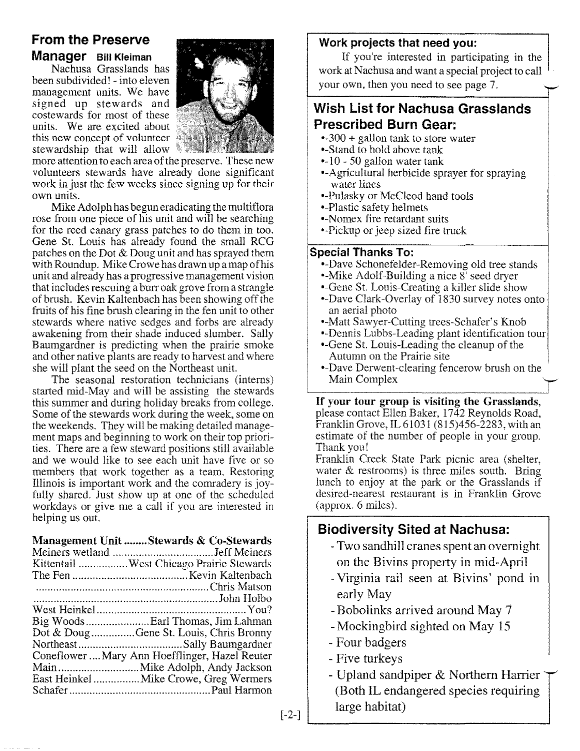## From the Preserve Manager

Bill Kleiman

Nachusa Grasslands has been subdivided! - into eleven management units. We have signed up stewards and costewards for most of these units. We are excited about this new concept of volunteer stewardship that will allow more attention to each area of the preserve. These new volunteers stewards have already done significant work in just the few weeks since signing up for their own units.

Mike Adolph has begun eradicating the multiflora rose from one piece of his unit and will be searching for the reed canary grass patches to do them in too. Gene St. Louis has already found the small RCG patches on the Dot & Doug unit and has sprayed them with Roundup. Mike Crowe has drawn up a map of his unit and already has a progressive management vision that includes rescuing a burr oak grove from a strangle of brush. Kevin Kaltenbach has been showing off the fruits of his fine brush clearing in the fen unit to other stewards where native sedges and forbs are already awakening from their shade induced slumber. Sally Baumgardner is predicting when the prairie smoke and other native plants are ready to harvest and where she will plant the seed on the Northeast unit.

The seasonal restoration technicians (interns) started mid-May and will be assisting the stewards this summer and during holiday breaks from college. Some of the stewards work during the week, some on the weekends. They will be making detailed management maps and beginning to work on their top priorities. There are a few steward positions still available and we would like to see each unit have five or so members that work together as a team. Restoring Illinois is important work and the comradery is joyfully shared. Just show up at one of the scheduled workdays or give me a call if you are interested in helping us out.

| Management Unit | Stewards & Co-Stewards |
|---|---|
| Meiners wetland | Jeff Meiners |
| Kittentail | West Chicago Prairie Stewards |
| The Fen | Kevin Kaltenbach |
| | Chris Matson |
| | John Holbo |
| West Heinkel | You? |
| Big Woods | Earl Thomas, Jim Lahman |
| Dot & Doug | Gene St. Louis, Chris Bronny |
| Northeast | Sally Baumgardner |
| Coneflower | Mary Ann Hoefflinger, Hazel Reuter |
| Main | Mike Adolph, Andy Jackson |
| East Heinkel | Mike Crowe, Greg Wermers |
| Schafer | Paul Harmon |

### Work projects that need you:

If you're interested in participating in the work at Nachusa and want a special project to call your own, then you need to see page 7.

## Wish List for Nachusa Grasslands Prescribed Burn Gear:

- 300 + gallon tank to store water
- Stand to hold above tank
- 10 - 50 gallon water tank
- Agricultural herbicide sprayer for spraying water lines
- Pulasky or McCleod hand tools
- Plastic safety helmets
- Nomex fire retardant suits
- Pickup or jeep sized fire truck

### Special Thanks To:

- Dave Schonefelder-Removing old tree stands
- Mike Adolf-Building a nice 8' seed dryer
- Gene St. Louis-Creating a killer slide show
- Dave Clark-Overlay of 1830 survey notes onto an aerial photo
- Matt Sawyer-Cutting trees-Schafer's Knob
- Dennis Lubbs-Leading plant identification tour
- Gene St. Louis-Leading the cleanup of the Autumn on the Prairie site
- Dave Derwent-clearing fencerow brush on the Main Complex

**If your tour group is visiting the Grasslands,** please contact Ellen Baker, 1742 Reynolds Road, Franklin Grove, IL 61031 (815)456-2283, with an estimate of the number of people in your group. Thank you!

Franklin Creek State Park picnic area (shelter, water & restrooms) is three miles south. Bring lunch to enjoy at the park or the Grasslands if desired-nearest restaurant is in Franklin Grove (approx. 6 miles).

## Biodiversity Sited at Nachusa:

- Two sandhill cranes spent an overnight on the Bivins property in mid-April
- Virginia rail seen at Bivins' pond in early May
- Bobolinks arrived around May 7
- Mockingbird sighted on May 15
- Four badgers
- Five turkeys
- Upland sandpiper & Northern Harrier (Both IL endangered species requiring large habitat)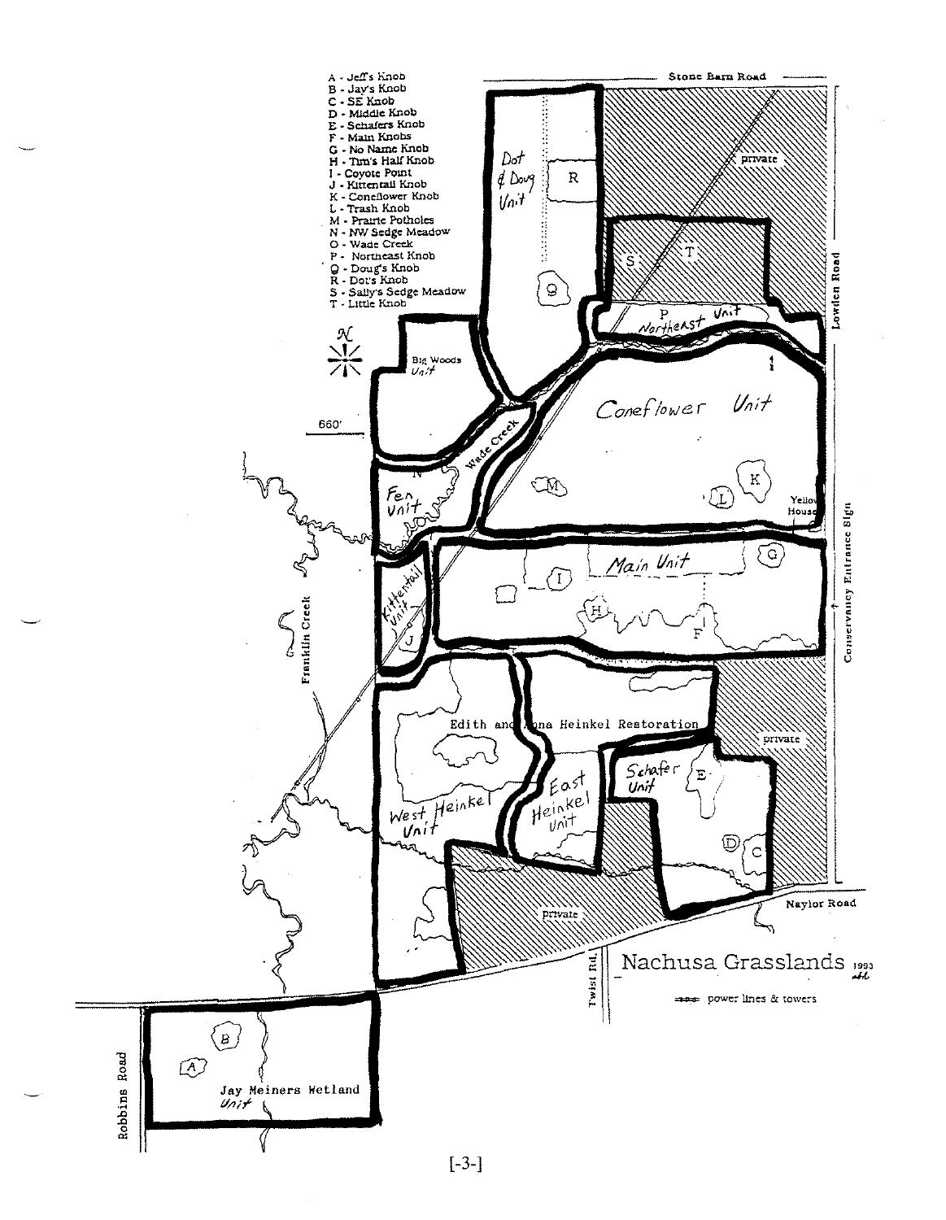A - Jeff's Knob
B - Jay's Knob
C - SE Knob
D - Middle Knob
E - Schafers Knob
F - Main Knobs
G - No Name Knob
H - Tim's Half Knob
I - Coyote Point
J - Kittentail Knob
K - Coneflower Knob
L - Trash Knob
M - Prairie Potholes
N - NW Sedge Meadow
O - Wade Creek
P - Northeast Knob
Q - Doug's Knob
R - Dot's Knob
S - Sally's Sedge Meadow
T - Little Knob

Stone Barn Road

Dot & Doug Unit

private

Lowden Road

Northeast Unit

Big Woods Unit

660'

Wade Creek

Coneflower Unit

Fen Unit

Yellow House

Conservancy Entrance Sign

Main Unit

Kittentail Unit

Franklin Creek

Edith and Anna Heinkel Restoration

private

Schafer Unit

West Heinkel Unit

East Heinkel Unit

Naylor Road

private

Twist Rd.

Nachusa Grasslands 1993

power lines & towers

Robbins Road

Jay Meiners Wetland Unit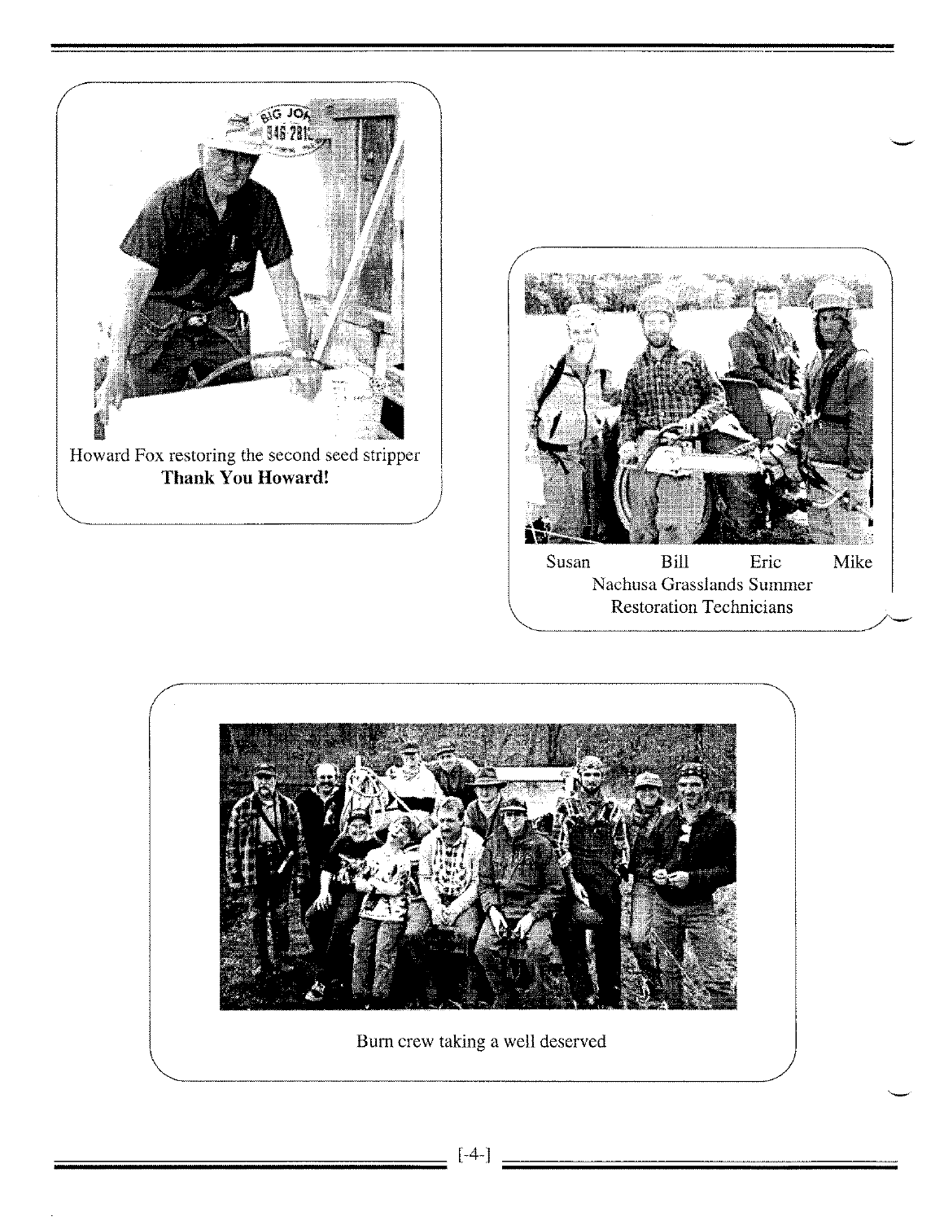Howard Fox restoring the second seed stripper

**Thank You Howard!**

Susan Bill Eric Mike

Nachusa Grasslands Summer Restoration Technicians

Burn crew taking a well deserved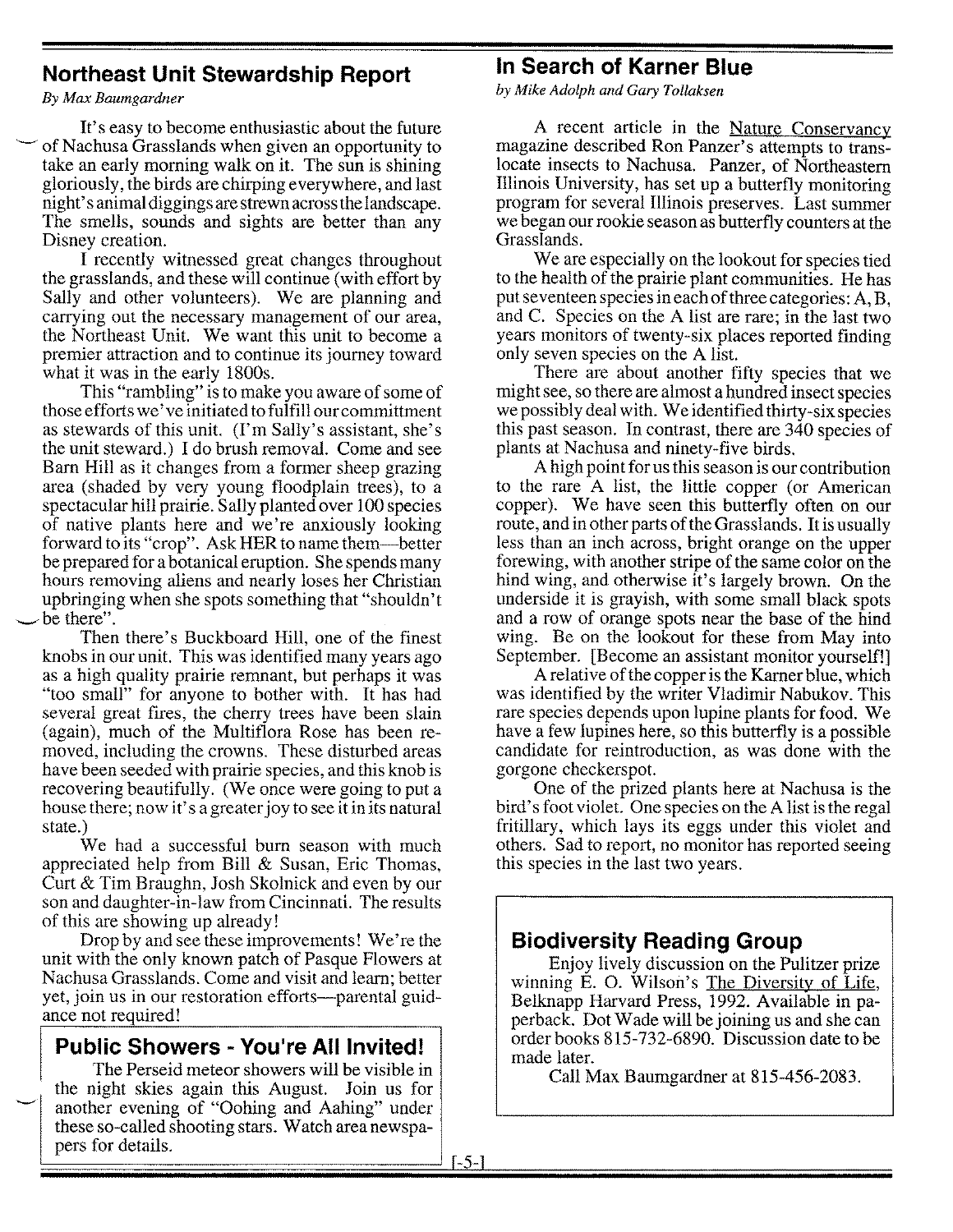## Northeast Unit Stewardship Report

*By Max Baumgardner*

It's easy to become enthusiastic about the future of Nachusa Grasslands when given an opportunity to take an early morning walk on it. The sun is shining gloriously, the birds are chirping everywhere, and last night's animal diggings are strewn across the landscape. The smells, sounds and sights are better than any Disney creation.

I recently witnessed great changes throughout the grasslands, and these will continue (with effort by Sally and other volunteers). We are planning and carrying out the necessary management of our area, the Northeast Unit. We want this unit to become a premier attraction and to continue its journey toward what it was in the early 1800s.

This "rambling" is to make you aware of some of those efforts we've initiated to fulfill our committment as stewards of this unit. (I'm Sally's assistant, she's the unit steward.) I do brush removal. Come and see Barn Hill as it changes from a former sheep grazing area (shaded by very young floodplain trees), to a spectacular hill prairie. Sally planted over 100 species of native plants here and we're anxiously looking forward to its "crop". Ask HER to name them—better be prepared for a botanical eruption. She spends many hours removing aliens and nearly loses her Christian upbringing when she spots something that "shouldn't be there".

Then there's Buckboard Hill, one of the finest knobs in our unit. This was identified many years ago as a high quality prairie remnant, but perhaps it was "too small" for anyone to bother with. It has had several great fires, the cherry trees have been slain (again), much of the Multiflora Rose has been removed, including the crowns. These disturbed areas have been seeded with prairie species, and this knob is recovering beautifully. (We once were going to put a house there; now it's a greater joy to see it in its natural state.)

We had a successful burn season with much appreciated help from Bill & Susan, Eric Thomas, Curt & Tim Braughn, Josh Skolnick and even by our son and daughter-in-law from Cincinnati. The results of this are showing up already!

Drop by and see these improvements! We're the unit with the only known patch of Pasque Flowers at Nachusa Grasslands. Come and visit and learn; better yet, join us in our restoration efforts—parental guidance not required!

## Public Showers - You're All Invited!

The Perseid meteor showers will be visible in the night skies again this August. Join us for another evening of "Oohing and Aahing" under these so-called shooting stars. Watch area newspapers for details.

## In Search of Karner Blue

*by Mike Adolph and Gary Tollaksen*

A recent article in the Nature Conservancy magazine described Ron Panzer's attempts to translocate insects to Nachusa. Panzer, of Northeastern Illinois University, has set up a butterfly monitoring program for several Illinois preserves. Last summer we began our rookie season as butterfly counters at the Grasslands.

We are especially on the lookout for species tied to the health of the prairie plant communities. He has put seventeen species in each of three categories: A, B, and C. Species on the A list are rare; in the last two years monitors of twenty-six places reported finding only seven species on the A list.

There are about another fifty species that we might see, so there are almost a hundred insect species we possibly deal with. We identified thirty-six species this past season. In contrast, there are 340 species of plants at Nachusa and ninety-five birds.

A high point for us this season is our contribution to the rare A list, the little copper (or American copper). We have seen this butterfly often on our route, and in other parts of the Grasslands. It is usually less than an inch across, bright orange on the upper forewing, with another stripe of the same color on the hind wing, and otherwise it's largely brown. On the underside it is grayish, with some small black spots and a row of orange spots near the base of the hind wing. Be on the lookout for these from May into September. [Become an assistant monitor yourself!]

A relative of the copper is the Karner blue, which was identified by the writer Vladimir Nabukov. This rare species depends upon lupine plants for food. We have a few lupines here, so this butterfly is a possible candidate for reintroduction, as was done with the gorgone checkerspot.

One of the prized plants here at Nachusa is the bird's foot violet. One species on the A list is the regal fritillary, which lays its eggs under this violet and others. Sad to report, no monitor has reported seeing this species in the last two years.

## Biodiversity Reading Group

Enjoy lively discussion on the Pulitzer prize winning E. O. Wilson's The Diversity of Life, Belknapp Harvard Press, 1992. Available in paperback. Dot Wade will be joining us and she can order books 815-732-6890. Discussion date to be made later.

Call Max Baumgardner at 815-456-2083.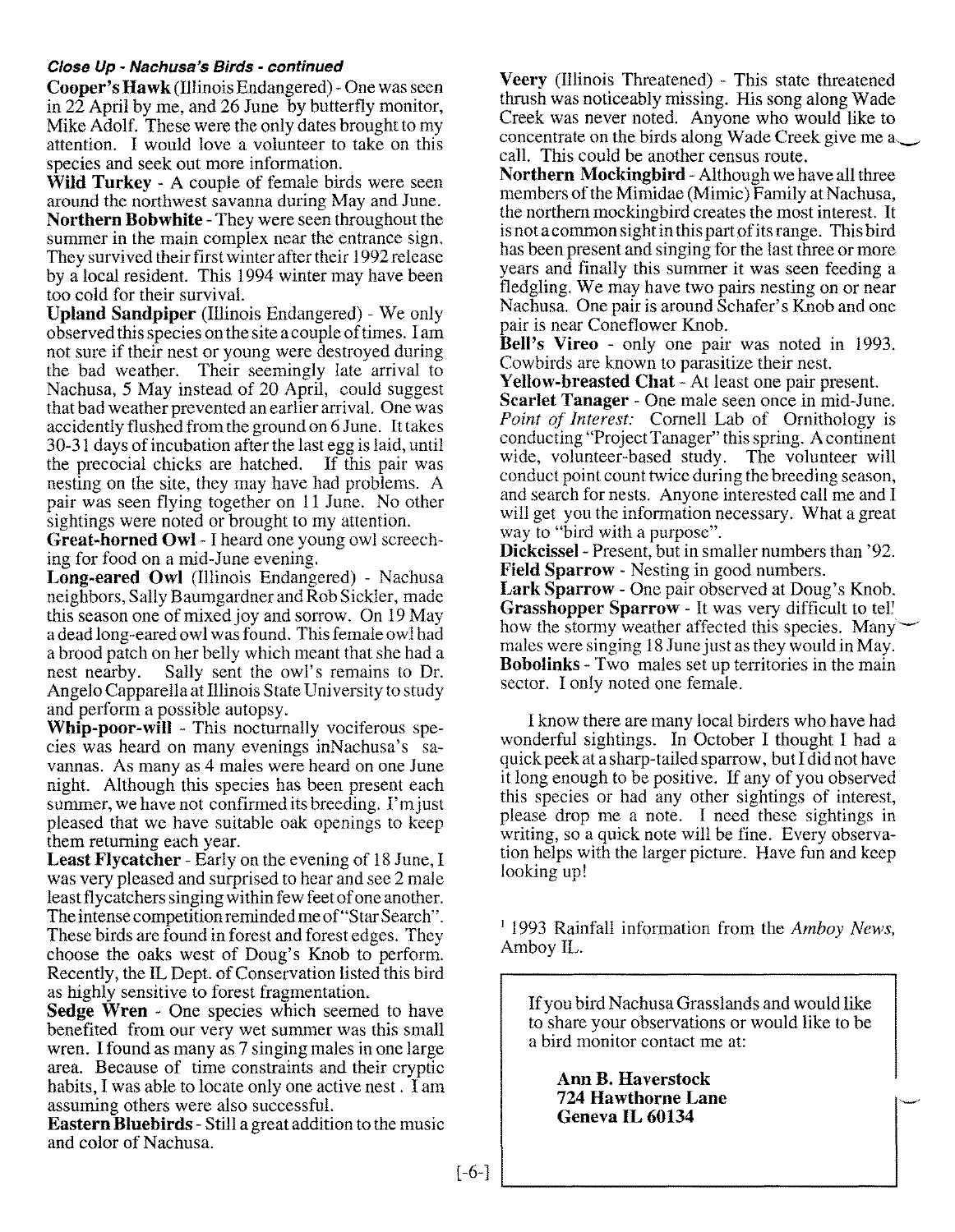***Close Up - Nachusa's Birds - continued***

**Cooper's Hawk** (Illinois Endangered) - One was seen in 22 April by me, and 26 June by butterfly monitor, Mike Adolf. These were the only dates brought to my attention. I would love a volunteer to take on this species and seek out more information.

**Wild Turkey** - A couple of female birds were seen around the northwest savanna during May and June.

**Northern Bobwhite** - They were seen throughout the summer in the main complex near the entrance sign. They survived their first winter after their 1992 release by a local resident. This 1994 winter may have been too cold for their survival.

**Upland Sandpiper** (Illinois Endangered) - We only observed this species on the site a couple of times. I am not sure if their nest or young were destroyed during the bad weather. Their seemingly late arrival to Nachusa, 5 May instead of 20 April, could suggest that bad weather prevented an earlier arrival. One was accidently flushed from the ground on 6 June. It takes 30-31 days of incubation after the last egg is laid, until the precocial chicks are hatched. If this pair was nesting on the site, they may have had problems. A pair was seen flying together on 11 June. No other sightings were noted or brought to my attention.

**Great-horned Owl** - I heard one young owl screeching for food on a mid-June evening.

**Long-eared Owl** (Illinois Endangered) - Nachusa neighbors, Sally Baumgardner and Rob Sickler, made this season one of mixed joy and sorrow. On 19 May a dead long-eared owl was found. This female owl had a brood patch on her belly which meant that she had a nest nearby. Sally sent the owl's remains to Dr. Angelo Capparella at Illinois State University to study and perform a possible autopsy.

**Whip-poor-will** - This nocturnally vociferous species was heard on many evenings inNachusa's savannas. As many as 4 males were heard on one June night. Although this species has been present each summer, we have not confirmed its breeding. I'm just pleased that we have suitable oak openings to keep them returning each year.

**Least Flycatcher** - Early on the evening of 18 June, I was very pleased and surprised to hear and see 2 male least flycatchers singing within few feet of one another. The intense competition reminded me of "Star Search". These birds are found in forest and forest edges. They choose the oaks west of Doug's Knob to perform. Recently, the IL Dept. of Conservation listed this bird as highly sensitive to forest fragmentation.

**Sedge Wren** - One species which seemed to have benefited from our very wet summer was this small wren. I found as many as 7 singing males in one large area. Because of time constraints and their cryptic habits, I was able to locate only one active nest. I am assuming others were also successful.

**Eastern Bluebirds** - Still a great addition to the music and color of Nachusa.

**Veery** (Illinois Threatened) - This state threatened thrush was noticeably missing. His song along Wade Creek was never noted. Anyone who would like to concentrate on the birds along Wade Creek give me a call. This could be another census route.

**Northern Mockingbird** - Although we have all three members of the Mimidae (Mimic) Family at Nachusa, the northern mockingbird creates the most interest. It is not a common sight in this part of its range. This bird has been present and singing for the last three or more years and finally this summer it was seen feeding a fledgling. We may have two pairs nesting on or near Nachusa. One pair is around Schafer's Knob and one pair is near Coneflower Knob.

**Bell's Vireo** - only one pair was noted in 1993. Cowbirds are known to parasitize their nest.

**Yellow-breasted Chat** - At least one pair present.

**Scarlet Tanager** - One male seen once in mid-June. *Point of Interest:* Cornell Lab of Ornithology is conducting "Project Tanager" this spring. A continent wide, volunteer-based study. The volunteer will conduct point count twice during the breeding season, and search for nests. Anyone interested call me and I will get you the information necessary. What a great way to "bird with a purpose".

**Dickcissel** - Present, but in smaller numbers than '92.

**Field Sparrow** - Nesting in good numbers.

**Lark Sparrow** - One pair observed at Doug's Knob.

**Grasshopper Sparrow** - It was very difficult to tell how the stormy weather affected this species. Many males were singing 18 June just as they would in May.

**Bobolinks** - Two males set up territories in the main sector. I only noted one female.

I know there are many local birders who have had wonderful sightings. In October I thought I had a quick peek at a sharp-tailed sparrow, but I did not have it long enough to be positive. If any of you observed this species or had any other sightings of interest, please drop me a note. I need these sightings in writing, so a quick note will be fine. Every observation helps with the larger picture. Have fun and keep looking up!

[1] 1993 Rainfall information from the *Amboy News*, Amboy IL.

If you bird Nachusa Grasslands and would like to share your observations or would like to be a bird monitor contact me at:

**Ann B. Haverstock**
**724 Hawthorne Lane**
**Geneva IL 60134**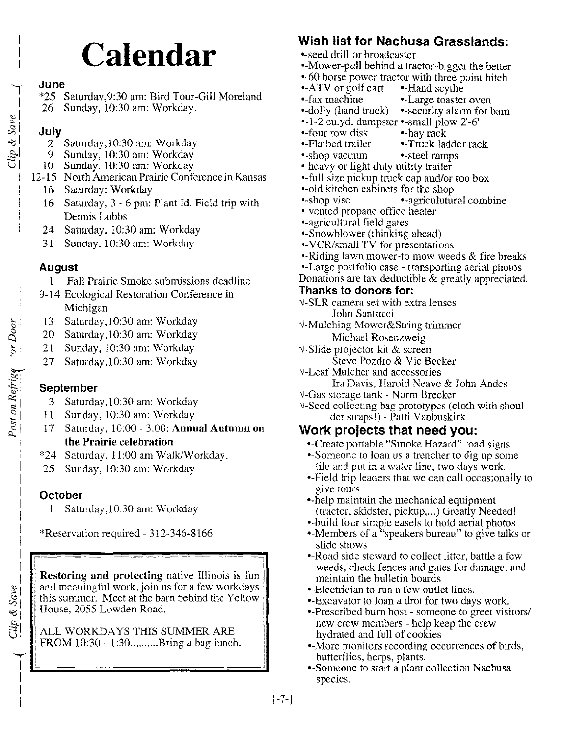# Calendar

### June

- *25 Saturday,9:30 am: Bird Tour-Gill Moreland
- 26 Sunday, 10:30 am: Workday.

### July

- 2 Saturday,10:30 am: Workday
- 9 Sunday, 10:30 am: Workday
- 10 Sunday, 10:30 am: Workday
- 12-15 North American Prairie Conference in Kansas
- 16 Saturday: Workday
- 16 Saturday, 3 - 6 pm: Plant Id. Field trip with Dennis Lubbs
- 24 Saturday, 10:30 am: Workday
- 31 Sunday, 10:30 am: Workday

### August

- 1 Fall Prairie Smoke submissions deadline
- 9-14 Ecological Restoration Conference in Michigan
- 13 Saturday,10:30 am: Workday
- 20 Saturday,10:30 am: Workday
- 21 Sunday, 10:30 am: Workday
- 27 Saturday,10:30 am: Workday

### September

- 3 Saturday,10:30 am: Workday
- 11 Sunday, 10:30 am: Workday
- 17 Saturday, 10:00 - 3:00: **Annual Autumn on the Prairie celebration**
- *24 Saturday, 11:00 am Walk/Workday,
- 25 Sunday, 10:30 am: Workday

### October

- 1 Saturday,10:30 am: Workday

*Reservation required - 312-346-8166

**Restoring and protecting** native Illinois is fun and meaningful work, join us for a few workdays this summer. Meet at the barn behind the Yellow House, 2055 Lowden Road.

ALL WORKDAYS THIS SUMMER ARE FROM 10:30 - 1:30..........Bring a bag lunch.

## Wish list for Nachusa Grasslands:

- •-seed drill or broadcaster
- •-Mower-pull behind a tractor-bigger the better
- •-60 horse power tractor with three point hitch
- •-ATV or golf cart
- •-Hand scythe
- •-fax machine
- •-Large toaster oven
- •-dolly (hand truck)
- •-security alarm for barn
- •-1-2 cu.yd. dumpster
- •-small plow 2'-6'
- •-four row disk
- •-hay rack
- •-Flatbed trailer
- •-Truck ladder rack
- •-shop vacuum
- •-steel ramps
- •-heavy or light duty utility trailer
- •-full size pickup truck cap and/or too box
- •-old kitchen cabinets for the shop
- •-shop vise
- •-agricultural combine
- •-vented propane office heater
- •-agricultural field gates
- •-Snowblower (thinking ahead)
- •-VCR/small TV for presentations
- •-Riding lawn mower-to mow weeds & fire breaks
- •-Large portfolio case - transporting aerial photos

Donations are tax deductible & greatly appreciated.

### Thanks to donors for:

- √-SLR camera set with extra lenses
  John Santucci
- √-Mulching Mower&String trimmer
  Michael Rosenzweig
- √-Slide projector kit & screen
  Steve Pozdro & Vic Becker
- √-Leaf Mulcher and accessories
  Ira Davis, Harold Neave & John Andes
- √-Gas storage tank - Norm Brecker
- √-Seed collecting bag prototypes (cloth with shoulder straps!) - Patti Vanbuskirk

## Work projects that need you:

- •-Create portable "Smoke Hazard" road signs
- •-Someone to loan us a trencher to dig up some tile and put in a water line, two days work.
- •-Field trip leaders that we can call occasionally to give tours
- •-help maintain the mechanical equipment (tractor, skidster, pickup,...) Greatly Needed!
- •-build four simple easels to hold aerial photos
- •-Members of a "speakers bureau" to give talks or slide shows
- •-Road side steward to collect litter, battle a few weeds, check fences and gates for damage, and maintain the bulletin boards
- •-Electrician to run a few outlet lines.
- •-Excavator to loan a drot for two days work.
- •-Prescribed burn host - someone to greet visitors/ new crew members - help keep the crew hydrated and full of cookies
- •-More monitors recording occurrences of birds, butterflies, herps, plants.
- •-Someone to start a plant collection Nachusa species.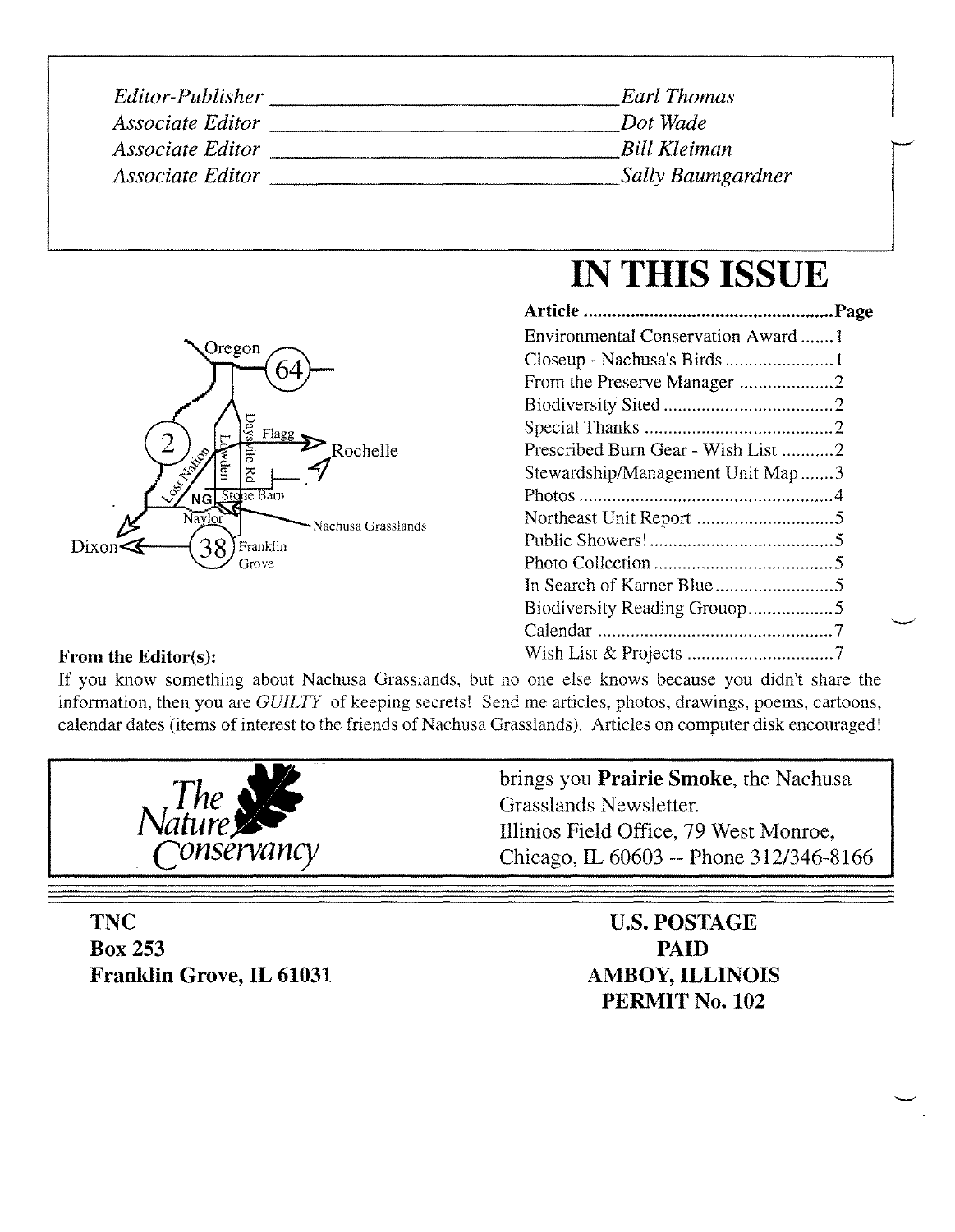| | |
|---|---|
| *Editor-Publisher* | *Earl Thomas* |
| *Associate Editor* | *Dot Wade* |
| *Associate Editor* | *Bill Kleiman* |
| *Associate Editor* | *Sally Baumgardner* |

Oregon
64
2
Lost Nation
Lowden
Daysville Rd
Flagg
Rochelle
NG
Stone Barn
Naylor
Nachusa Grasslands
Dixon
38
Franklin Grove

# IN THIS ISSUE

| Article | Page |
|---|---|
| Environmental Conservation Award | 1 |
| Closeup - Nachusa's Birds | 1 |
| From the Preserve Manager | 2 |
| Biodiversity Sited | 2 |
| Special Thanks | 2 |
| Prescribed Burn Gear - Wish List | 2 |
| Stewardship/Management Unit Map | 3 |
| Photos | 4 |
| Northeast Unit Report | 5 |
| Public Showers! | 5 |
| Photo Collection | 5 |
| In Search of Karner Blue | 5 |
| Biodiversity Reading Grouop | 5 |
| Calendar | 7 |
| Wish List & Projects | 7 |

**From the Editor(s):**

If you know something about Nachusa Grasslands, but no one else knows because you didn't share the information, then you are *GUILTY* of keeping secrets! Send me articles, photos, drawings, poems, cartoons, calendar dates (items of interest to the friends of Nachusa Grasslands). Articles on computer disk encouraged!

The Nature Conservancy brings you **Prairie Smoke**, the Nachusa Grasslands Newsletter.
Illinios Field Office, 79 West Monroe, Chicago, IL 60603 -- Phone 312/346-8166

**TNC**
**Box 253**
**Franklin Grove, IL 61031**

**U.S. POSTAGE**
**PAID**
**AMBOY, ILLINOIS**
**PERMIT No. 102**